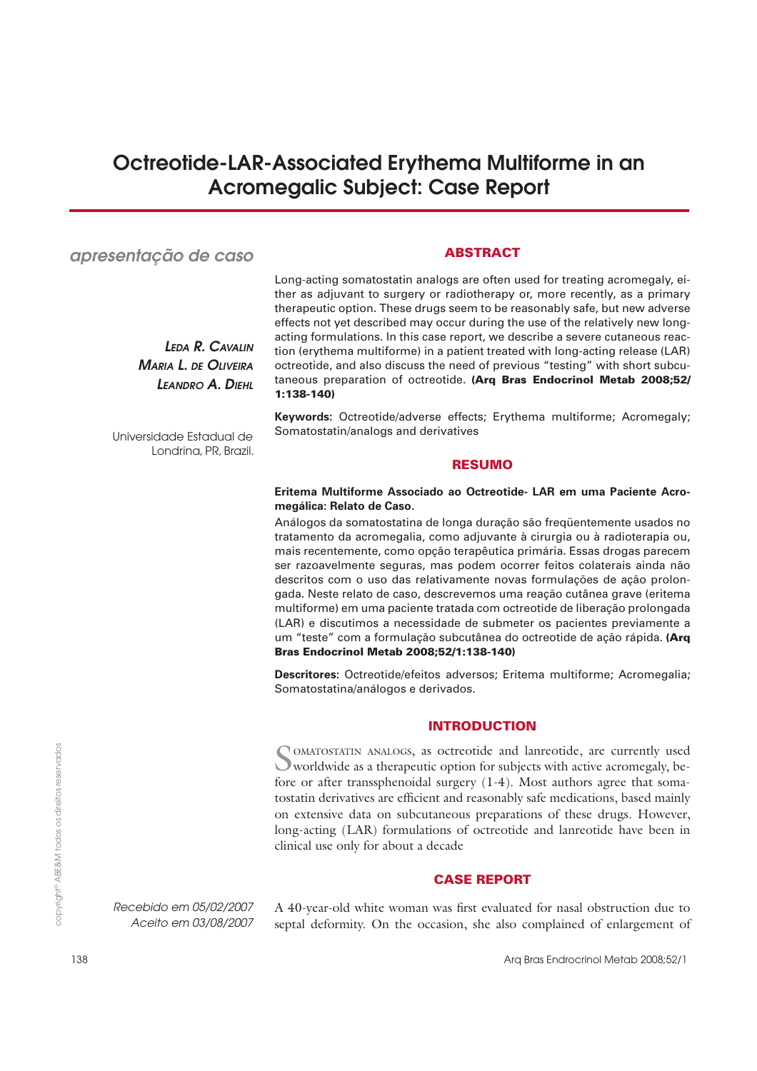# Octreotide-LAR-Associated Erythema Multiforme in an Acromegalic Subject: Case Report

*apresentação de caso*

**Leda R. Cavalin**
**Maria L. de Oliveira**
**Leandro A. Diehl**

Universidade Estadual de Londrina, PR, Brazil.

## ABSTRACT

Long-acting somatostatin analogs are often used for treating acromegaly, either as adjuvant to surgery or radiotherapy or, more recently, as a primary therapeutic option. These drugs seem to be reasonably safe, but new adverse effects not yet described may occur during the use of the relatively new long-acting formulations. In this case report, we describe a severe cutaneous reaction (erythema multiforme) in a patient treated with long-acting release (LAR) octreotide, and also discuss the need of previous "testing" with short subcutaneous preparation of octreotide. **(Arq Bras Endocrinol Metab 2008;52/1:138-140)**

**Keywords:** Octreotide/adverse effects; Erythema multiforme; Acromegaly; Somatostatin/analogs and derivatives

## RESUMO

**Eritema Multiforme Associado ao Octreotide- LAR em uma Paciente Acromegálica: Relato de Caso.**

Análogos da somatostatina de longa duração são freqüentemente usados no tratamento da acromegalia, como adjuvante à cirurgia ou à radioterapia ou, mais recentemente, como opção terapêutica primária. Essas drogas parecem ser razoavelmente seguras, mas podem ocorrer feitos colaterais ainda não descritos com o uso das relativamente novas formulações de ação prolongada. Neste relato de caso, descrevemos uma reação cutânea grave (eritema multiforme) em uma paciente tratada com octreotide de liberação prolongada (LAR) e discutimos a necessidade de submeter os pacientes previamente a um "teste" com a formulação subcutânea do octreotide de ação rápida. **(Arq Bras Endocrinol Metab 2008;52/1:138-140)**

**Descritores:** Octreotide/efeitos adversos; Eritema multiforme; Acromegalia; Somatostatina/análogos e derivados.

## INTRODUCTION

Somatostatin analogs, as octreotide and lanreotide, are currently used worldwide as a therapeutic option for subjects with active acromegaly, before or after transsphenoidal surgery (1-4). Most authors agree that somatostatin derivatives are efficient and reasonably safe medications, based mainly on extensive data on subcutaneous preparations of these drugs. However, long-acting (LAR) formulations of octreotide and lanreotide have been in clinical use only for about a decade

## CASE REPORT

A 40-year-old white woman was first evaluated for nasal obstruction due to septal deformity. On the occasion, she also complained of enlargement of

*Recebido em 05/02/2007*
*Aceito em 03/08/2007*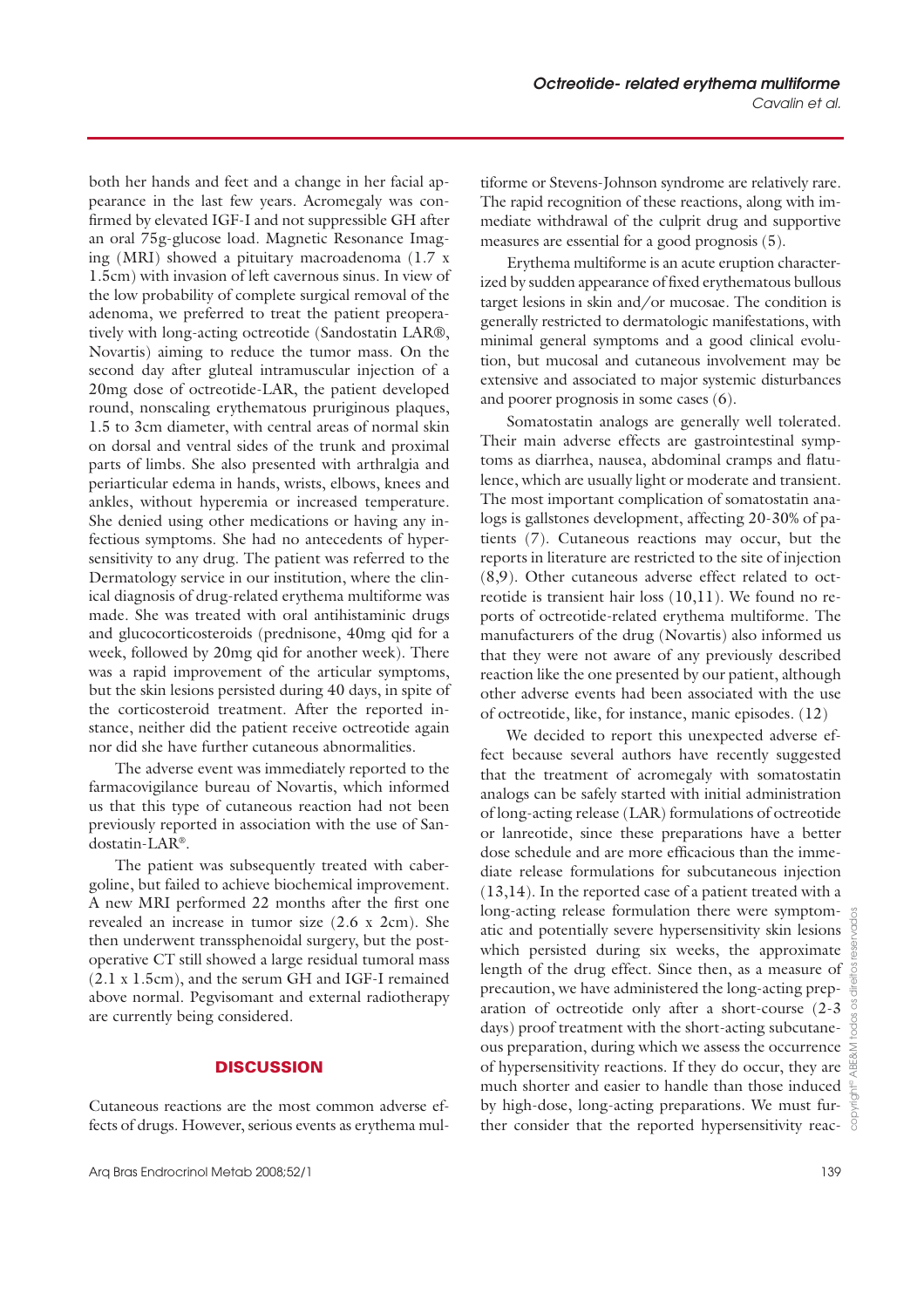both her hands and feet and a change in her facial appearance in the last few years. Acromegaly was confirmed by elevated IGF-I and not suppressible GH after an oral 75g-glucose load. Magnetic Resonance Imaging (MRI) showed a pituitary macroadenoma (1.7 x 1.5cm) with invasion of left cavernous sinus. In view of the low probability of complete surgical removal of the adenoma, we preferred to treat the patient preoperatively with long-acting octreotide (Sandostatin LAR®, Novartis) aiming to reduce the tumor mass. On the second day after gluteal intramuscular injection of a 20mg dose of octreotide-LAR, the patient developed round, nonscaling erythematous pruriginous plaques, 1.5 to 3cm diameter, with central areas of normal skin on dorsal and ventral sides of the trunk and proximal parts of limbs. She also presented with arthralgia and periarticular edema in hands, wrists, elbows, knees and ankles, without hyperemia or increased temperature. She denied using other medications or having any infectious symptoms. She had no antecedents of hypersensitivity to any drug. The patient was referred to the Dermatology service in our institution, where the clinical diagnosis of drug-related erythema multiforme was made. She was treated with oral antihistaminic drugs and glucocorticosteroids (prednisone, 40mg qid for a week, followed by 20mg qid for another week). There was a rapid improvement of the articular symptoms, but the skin lesions persisted during 40 days, in spite of the corticosteroid treatment. After the reported instance, neither did the patient receive octreotide again nor did she have further cutaneous abnormalities.

The adverse event was immediately reported to the farmacovigilance bureau of Novartis, which informed us that this type of cutaneous reaction had not been previously reported in association with the use of Sandostatin-LAR®.

The patient was subsequently treated with cabergoline, but failed to achieve biochemical improvement. A new MRI performed 22 months after the first one revealed an increase in tumor size (2.6 x 2cm). She then underwent transsphenoidal surgery, but the postoperative CT still showed a large residual tumoral mass (2.1 x 1.5cm), and the serum GH and IGF-I remained above normal. Pegvisomant and external radiotherapy are currently being considered.

## DISCUSSION

Cutaneous reactions are the most common adverse effects of drugs. However, serious events as erythema multiforme or Stevens-Johnson syndrome are relatively rare. The rapid recognition of these reactions, along with immediate withdrawal of the culprit drug and supportive measures are essential for a good prognosis (5).

Erythema multiforme is an acute eruption characterized by sudden appearance of fixed erythematous bullous target lesions in skin and/or mucosae. The condition is generally restricted to dermatologic manifestations, with minimal general symptoms and a good clinical evolution, but mucosal and cutaneous involvement may be extensive and associated to major systemic disturbances and poorer prognosis in some cases (6).

Somatostatin analogs are generally well tolerated. Their main adverse effects are gastrointestinal symptoms as diarrhea, nausea, abdominal cramps and flatulence, which are usually light or moderate and transient. The most important complication of somatostatin analogs is gallstones development, affecting 20-30% of patients (7). Cutaneous reactions may occur, but the reports in literature are restricted to the site of injection (8,9). Other cutaneous adverse effect related to octreotide is transient hair loss (10,11). We found no reports of octreotide-related erythema multiforme. The manufacturers of the drug (Novartis) also informed us that they were not aware of any previously described reaction like the one presented by our patient, although other adverse events had been associated with the use of octreotide, like, for instance, manic episodes. (12)

We decided to report this unexpected adverse effect because several authors have recently suggested that the treatment of acromegaly with somatostatin analogs can be safely started with initial administration of long-acting release (LAR) formulations of octreotide or lanreotide, since these preparations have a better dose schedule and are more efficacious than the immediate release formulations for subcutaneous injection (13,14). In the reported case of a patient treated with a long-acting release formulation there were symptomatic and potentially severe hypersensitivity skin lesions which persisted during six weeks, the approximate length of the drug effect. Since then, as a measure of precaution, we have administered the long-acting preparation of octreotide only after a short-course (2-3 days) proof treatment with the short-acting subcutaneous preparation, during which we assess the occurrence of hypersensitivity reactions. If they do occur, they are much shorter and easier to handle than those induced by high-dose, long-acting preparations. We must further consider that the reported hypersensitivity reac-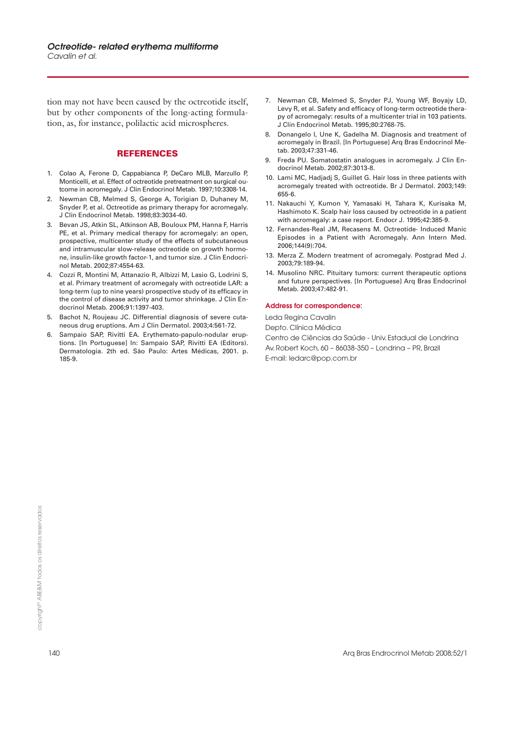tion may not have been caused by the octreotide itself, but by other components of the long-acting formulation, as, for instance, polilactic acid microspheres.

## REFERENCES

1. Colao A, Ferone D, Cappabianca P, DeCaro MLB, Marzullo P, Monticelli, et al. Effect of octreotide pretreatment on surgical outcome in acromegaly. J Clin Endocrinol Metab. 1997;10:3308-14.
2. Newman CB, Melmed S, George A, Torigian D, Duhaney M, Snyder P, et al. Octreotide as primary therapy for acromegaly. J Clin Endocrinol Metab. 1998;83:3034-40.
3. Bevan JS, Atkin SL, Atkinson AB, Bouloux PM, Hanna F, Harris PE, et al. Primary medical therapy for acromegaly: an open, prospective, multicenter study of the effects of subcutaneous and intramuscular slow-release octreotide on growth hormone, insulin-like growth factor-1, and tumor size. J Clin Endocrinol Metab. 2002;87:4554-63.
4. Cozzi R, Montini M, Attanazio R, Albizzi M, Lasio G, Lodrini S, et al. Primary treatment of acromegaly with octreotide LAR: a long-term (up to nine years) prospective study of its efficacy in the control of disease activity and tumor shrinkage. J Clin Endocrinol Metab. 2006;91:1397-403.
5. Bachot N, Roujeau JC. Differential diagnosis of severe cutaneous drug eruptions. Am J Clin Dermatol. 2003;4:561-72.
6. Sampaio SAP, Rivitti EA. Erythemato-papulo-nodular eruptions. [In Portuguese] In: Sampaio SAP, Rivitti EA (Editors). Dermatologia. 2th ed. São Paulo: Artes Médicas, 2001. p. 185-9.
7. Newman CB, Melmed S, Snyder PJ, Young WF, Boyajy LD, Levy R, et al. Safety and efficacy of long-term octreotide therapy of acromegaly: results of a multicenter trial in 103 patients. J Clin Endocrinol Metab. 1995;80:2768-75.
8. Donangelo I, Une K, Gadelha M. Diagnosis and treatment of acromegaly in Brazil. [In Portuguese] Arq Bras Endocrinol Metab. 2003;47:331-46.
9. Freda PU. Somatostatin analogues in acromegaly. J Clin Endocrinol Metab. 2002;87:3013-8.
10. Lami MC, Hadjadj S, Guillet G. Hair loss in three patients with acromegaly treated with octreotide. Br J Dermatol. 2003;149: 655-6.
11. Nakauchi Y, Kumon Y, Yamasaki H, Tahara K, Kurisaka M, Hashimoto K. Scalp hair loss caused by octreotide in a patient with acromegaly: a case report. Endocr J. 1995;42:385-9.
12. Fernandes-Real JM, Recasens M. Octreotide- Induced Manic Episodes in a Patient with Acromegaly. Ann Intern Med. 2006;144(9):704.
13. Merza Z. Modern treatment of acromegaly. Postgrad Med J. 2003;79:189-94.
14. Musolino NRC. Pituitary tumors: current therapeutic options and future perspectives. [In Portuguese] Arq Bras Endocrinol Metab. 2003;47:482-91.

**Address for correspondence:**

Leda Regina Cavalin
Depto. Clínica Médica
Centro de Ciências da Saúde - Univ. Estadual de Londrina
Av. Robert Koch, 60 – 86038-350 – Londrina – PR, Brazil
E-mail: ledarc@pop.com.br